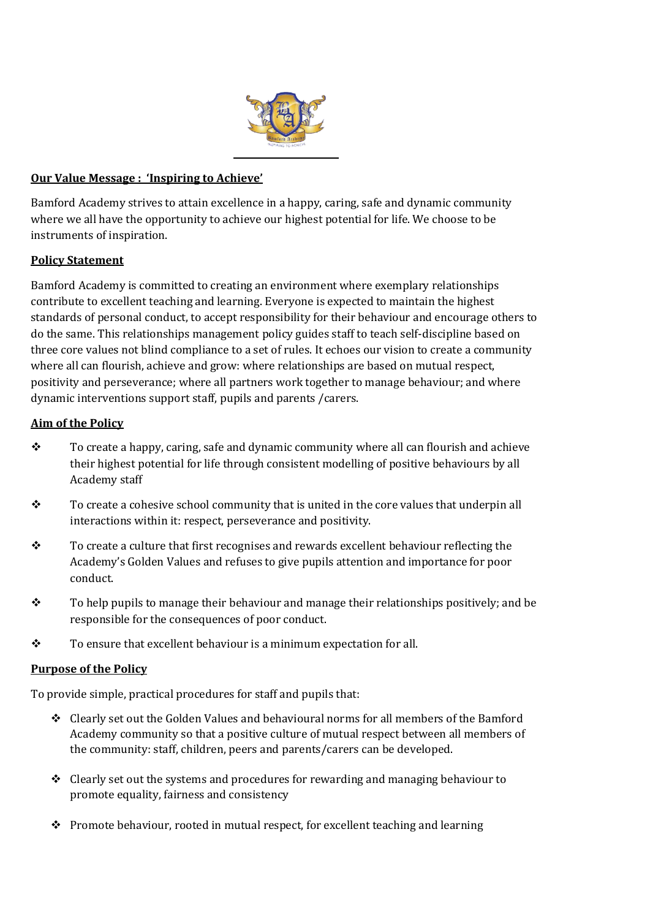## Our Value Message : 'Inspiring to Achieve'

Bamford Academy strives to attain excellence in a happy, caring, safe and dynamic community where we all have the opportunity to achieve our highest potential for life. We choose to be instruments of inspiration.

## Policy Statement

Bamford Academy is committed to creating an environment where exemplary relationships contribute to excellent teaching and learning. Everyone is expected to maintain the highest standards of personal conduct, to accept responsibility for their behaviour and encourage others to do the same. This relationships management policy guides staff to teach self-discipline based on three core values not blind compliance to a set of rules. It echoes our vision to create a community where all can flourish, achieve and grow: where relationships are based on mutual respect, positivity and perseverance; where all partners work together to manage behaviour; and where dynamic interventions support staff, pupils and parents /carers.

## Aim of the Policy

- To create a happy, caring, safe and dynamic community where all can flourish and achieve their highest potential for life through consistent modelling of positive behaviours by all Academy staff
- To create a cohesive school community that is united in the core values that underpin all interactions within it: respect, perseverance and positivity.
- To create a culture that first recognises and rewards excellent behaviour reflecting the Academy's Golden Values and refuses to give pupils attention and importance for poor conduct.
- To help pupils to manage their behaviour and manage their relationships positively; and be responsible for the consequences of poor conduct.
- To ensure that excellent behaviour is a minimum expectation for all.

## Purpose of the Policy

To provide simple, practical procedures for staff and pupils that:

- Clearly set out the Golden Values and behavioural norms for all members of the Bamford Academy community so that a positive culture of mutual respect between all members of the community: staff, children, peers and parents/carers can be developed.
- Clearly set out the systems and procedures for rewarding and managing behaviour to promote equality, fairness and consistency
- Promote behaviour, rooted in mutual respect, for excellent teaching and learning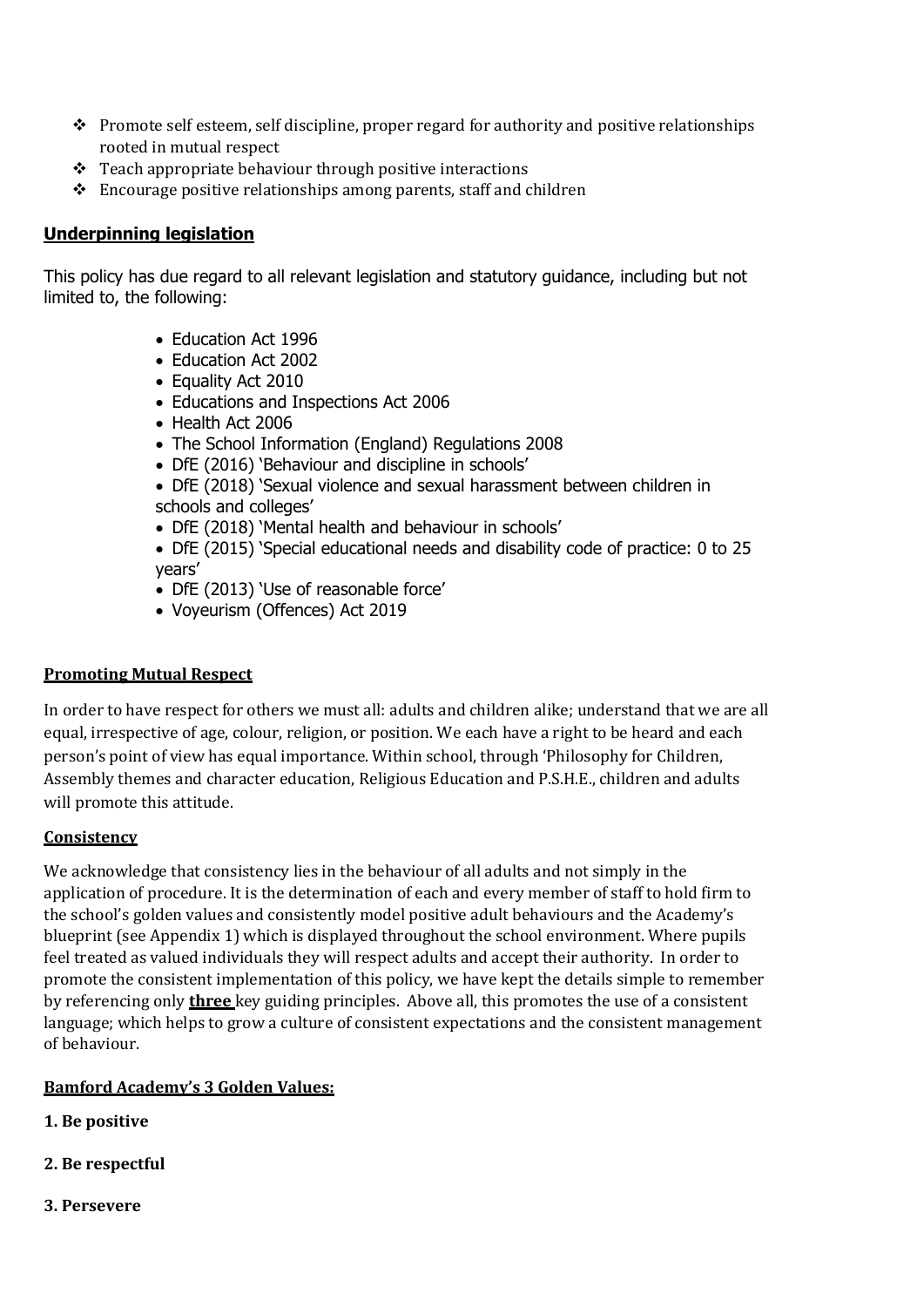- Promote self esteem, self discipline, proper regard for authority and positive relationships rooted in mutual respect
- Teach appropriate behaviour through positive interactions
- Encourage positive relationships among parents, staff and children

## Underpinning legislation

This policy has due regard to all relevant legislation and statutory guidance, including but not limited to, the following:

- Education Act 1996
- Education Act 2002
- Equality Act 2010
- Educations and Inspections Act 2006
- Health Act 2006
- The School Information (England) Regulations 2008
- DfE (2016) 'Behaviour and discipline in schools'
- DfE (2018) 'Sexual violence and sexual harassment between children in schools and colleges'
- DfE (2018) 'Mental health and behaviour in schools'
- DfE (2015) 'Special educational needs and disability code of practice: 0 to 25 years'
- DfE (2013) 'Use of reasonable force'
- Voyeurism (Offences) Act 2019

## Promoting Mutual Respect

In order to have respect for others we must all: adults and children alike; understand that we are all equal, irrespective of age, colour, religion, or position. We each have a right to be heard and each person's point of view has equal importance. Within school, through 'Philosophy for Children, Assembly themes and character education, Religious Education and P.S.H.E., children and adults will promote this attitude.

## Consistency

We acknowledge that consistency lies in the behaviour of all adults and not simply in the application of procedure. It is the determination of each and every member of staff to hold firm to the school's golden values and consistently model positive adult behaviours and the Academy's blueprint (see Appendix 1) which is displayed throughout the school environment. Where pupils feel treated as valued individuals they will respect adults and accept their authority. In order to promote the consistent implementation of this policy, we have kept the details simple to remember by referencing only **three** key guiding principles. Above all, this promotes the use of a consistent language; which helps to grow a culture of consistent expectations and the consistent management of behaviour.

## Bamford Academy's 3 Golden Values:

**1. Be positive**

**2. Be respectful**

**3. Persevere**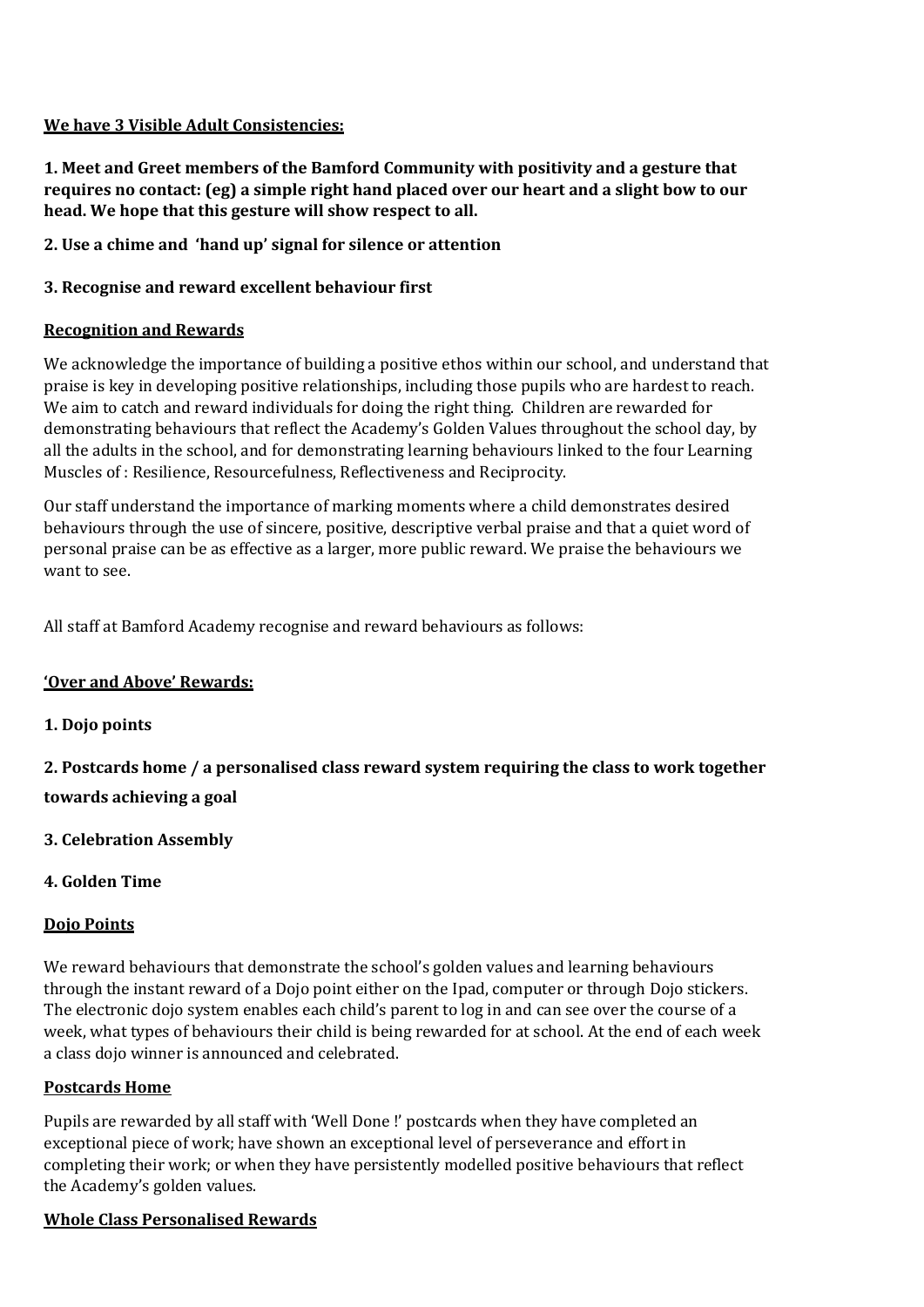**We have 3 Visible Adult Consistencies:**

**1. Meet and Greet members of the Bamford Community with positivity and a gesture that requires no contact: (eg) a simple right hand placed over our heart and a slight bow to our head. We hope that this gesture will show respect to all.**

**2. Use a chime and 'hand up' signal for silence or attention**

**3. Recognise and reward excellent behaviour first**

**Recognition and Rewards**

We acknowledge the importance of building a positive ethos within our school, and understand that praise is key in developing positive relationships, including those pupils who are hardest to reach. We aim to catch and reward individuals for doing the right thing. Children are rewarded for demonstrating behaviours that reflect the Academy's Golden Values throughout the school day, by all the adults in the school, and for demonstrating learning behaviours linked to the four Learning Muscles of : Resilience, Resourcefulness, Reflectiveness and Reciprocity.

Our staff understand the importance of marking moments where a child demonstrates desired behaviours through the use of sincere, positive, descriptive verbal praise and that a quiet word of personal praise can be as effective as a larger, more public reward. We praise the behaviours we want to see.

All staff at Bamford Academy recognise and reward behaviours as follows:

**'Over and Above' Rewards:**

**1. Dojo points**

**2. Postcards home / a personalised class reward system requiring the class to work together towards achieving a goal**

**3. Celebration Assembly**

**4. Golden Time**

**Dojo Points**

We reward behaviours that demonstrate the school's golden values and learning behaviours through the instant reward of a Dojo point either on the Ipad, computer or through Dojo stickers. The electronic dojo system enables each child's parent to log in and can see over the course of a week, what types of behaviours their child is being rewarded for at school. At the end of each week a class dojo winner is announced and celebrated.

**Postcards Home**

Pupils are rewarded by all staff with 'Well Done !' postcards when they have completed an exceptional piece of work; have shown an exceptional level of perseverance and effort in completing their work; or when they have persistently modelled positive behaviours that reflect the Academy's golden values.

**Whole Class Personalised Rewards**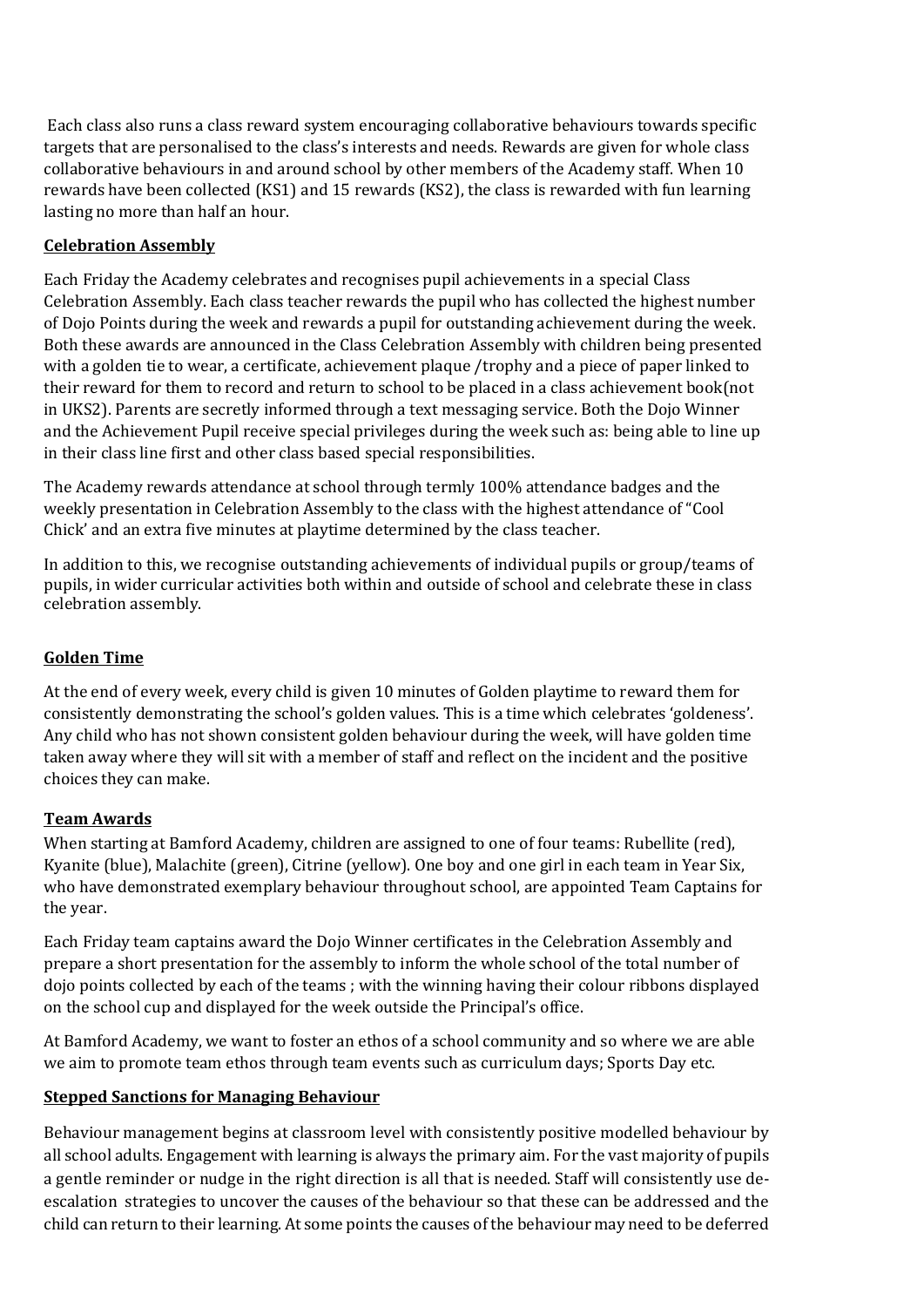Each class also runs a class reward system encouraging collaborative behaviours towards specific targets that are personalised to the class's interests and needs. Rewards are given for whole class collaborative behaviours in and around school by other members of the Academy staff. When 10 rewards have been collected (KS1) and 15 rewards (KS2), the class is rewarded with fun learning lasting no more than half an hour.

**Celebration Assembly**

Each Friday the Academy celebrates and recognises pupil achievements in a special Class Celebration Assembly. Each class teacher rewards the pupil who has collected the highest number of Dojo Points during the week and rewards a pupil for outstanding achievement during the week. Both these awards are announced in the Class Celebration Assembly with children being presented with a golden tie to wear, a certificate, achievement plaque /trophy and a piece of paper linked to their reward for them to record and return to school to be placed in a class achievement book(not in UKS2). Parents are secretly informed through a text messaging service. Both the Dojo Winner and the Achievement Pupil receive special privileges during the week such as: being able to line up in their class line first and other class based special responsibilities.

The Academy rewards attendance at school through termly 100% attendance badges and the weekly presentation in Celebration Assembly to the class with the highest attendance of "Cool Chick' and an extra five minutes at playtime determined by the class teacher.

In addition to this, we recognise outstanding achievements of individual pupils or group/teams of pupils, in wider curricular activities both within and outside of school and celebrate these in class celebration assembly.

**Golden Time**

At the end of every week, every child is given 10 minutes of Golden playtime to reward them for consistently demonstrating the school's golden values. This is a time which celebrates 'goldeness'. Any child who has not shown consistent golden behaviour during the week, will have golden time taken away where they will sit with a member of staff and reflect on the incident and the positive choices they can make.

**Team Awards**

When starting at Bamford Academy, children are assigned to one of four teams: Rubellite (red), Kyanite (blue), Malachite (green), Citrine (yellow). One boy and one girl in each team in Year Six, who have demonstrated exemplary behaviour throughout school, are appointed Team Captains for the year.

Each Friday team captains award the Dojo Winner certificates in the Celebration Assembly and prepare a short presentation for the assembly to inform the whole school of the total number of dojo points collected by each of the teams ; with the winning having their colour ribbons displayed on the school cup and displayed for the week outside the Principal's office.

At Bamford Academy, we want to foster an ethos of a school community and so where we are able we aim to promote team ethos through team events such as curriculum days; Sports Day etc.

**Stepped Sanctions for Managing Behaviour**

Behaviour management begins at classroom level with consistently positive modelled behaviour by all school adults. Engagement with learning is always the primary aim. For the vast majority of pupils a gentle reminder or nudge in the right direction is all that is needed. Staff will consistently use de-escalation strategies to uncover the causes of the behaviour so that these can be addressed and the child can return to their learning. At some points the causes of the behaviour may need to be deferred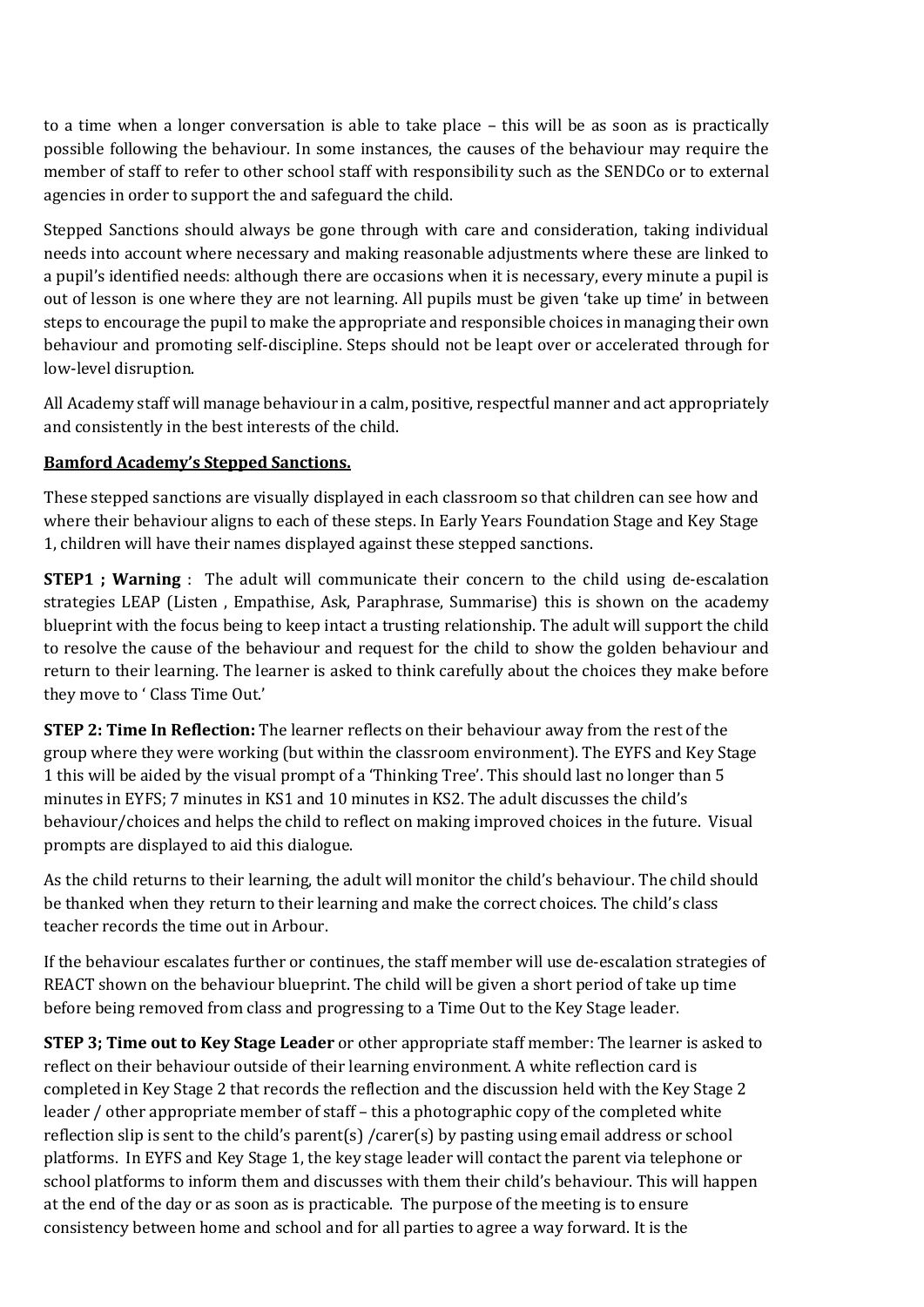to a time when a longer conversation is able to take place – this will be as soon as is practically possible following the behaviour. In some instances, the causes of the behaviour may require the member of staff to refer to other school staff with responsibility such as the SENDCo or to external agencies in order to support the and safeguard the child.

Stepped Sanctions should always be gone through with care and consideration, taking individual needs into account where necessary and making reasonable adjustments where these are linked to a pupil's identified needs: although there are occasions when it is necessary, every minute a pupil is out of lesson is one where they are not learning. All pupils must be given 'take up time' in between steps to encourage the pupil to make the appropriate and responsible choices in managing their own behaviour and promoting self-discipline. Steps should not be leapt over or accelerated through for low-level disruption.

All Academy staff will manage behaviour in a calm, positive, respectful manner and act appropriately and consistently in the best interests of the child.

**<u>Bamford Academy's Stepped Sanctions.</u>**

These stepped sanctions are visually displayed in each classroom so that children can see how and where their behaviour aligns to each of these steps. In Early Years Foundation Stage and Key Stage 1, children will have their names displayed against these stepped sanctions.

**STEP1 ; Warning** : The adult will communicate their concern to the child using de-escalation strategies LEAP (Listen , Empathise, Ask, Paraphrase, Summarise) this is shown on the academy blueprint with the focus being to keep intact a trusting relationship. The adult will support the child to resolve the cause of the behaviour and request for the child to show the golden behaviour and return to their learning. The learner is asked to think carefully about the choices they make before they move to ' Class Time Out.'

**STEP 2: Time In Reflection:** The learner reflects on their behaviour away from the rest of the group where they were working (but within the classroom environment). The EYFS and Key Stage 1 this will be aided by the visual prompt of a 'Thinking Tree'. This should last no longer than 5 minutes in EYFS; 7 minutes in KS1 and 10 minutes in KS2. The adult discusses the child's behaviour/choices and helps the child to reflect on making improved choices in the future. Visual prompts are displayed to aid this dialogue.

As the child returns to their learning, the adult will monitor the child's behaviour. The child should be thanked when they return to their learning and make the correct choices. The child's class teacher records the time out in Arbour.

If the behaviour escalates further or continues, the staff member will use de-escalation strategies of REACT shown on the behaviour blueprint. The child will be given a short period of take up time before being removed from class and progressing to a Time Out to the Key Stage leader.

**STEP 3; Time out to Key Stage Leader** or other appropriate staff member: The learner is asked to reflect on their behaviour outside of their learning environment. A white reflection card is completed in Key Stage 2 that records the reflection and the discussion held with the Key Stage 2 leader / other appropriate member of staff – this a photographic copy of the completed white reflection slip is sent to the child's parent(s) /carer(s) by pasting using email address or school platforms. In EYFS and Key Stage 1, the key stage leader will contact the parent via telephone or school platforms to inform them and discusses with them their child's behaviour. This will happen at the end of the day or as soon as is practicable. The purpose of the meeting is to ensure consistency between home and school and for all parties to agree a way forward. It is the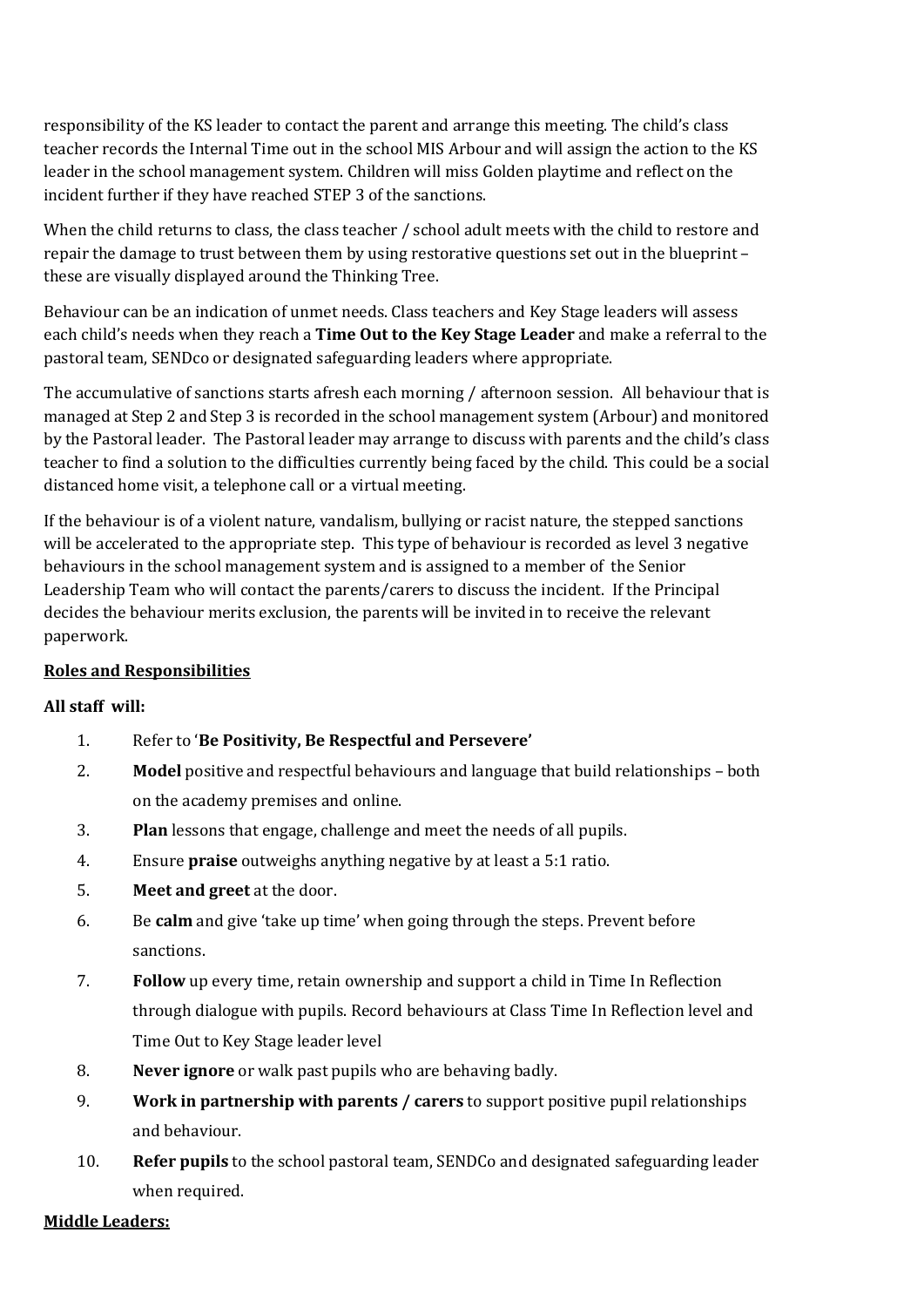responsibility of the KS leader to contact the parent and arrange this meeting. The child's class teacher records the Internal Time out in the school MIS Arbour and will assign the action to the KS leader in the school management system. Children will miss Golden playtime and reflect on the incident further if they have reached STEP 3 of the sanctions.

When the child returns to class, the class teacher / school adult meets with the child to restore and repair the damage to trust between them by using restorative questions set out in the blueprint – these are visually displayed around the Thinking Tree.

Behaviour can be an indication of unmet needs. Class teachers and Key Stage leaders will assess each child's needs when they reach a **Time Out to the Key Stage Leader** and make a referral to the pastoral team, SENDco or designated safeguarding leaders where appropriate.

The accumulative of sanctions starts afresh each morning / afternoon session. All behaviour that is managed at Step 2 and Step 3 is recorded in the school management system (Arbour) and monitored by the Pastoral leader. The Pastoral leader may arrange to discuss with parents and the child's class teacher to find a solution to the difficulties currently being faced by the child. This could be a social distanced home visit, a telephone call or a virtual meeting.

If the behaviour is of a violent nature, vandalism, bullying or racist nature, the stepped sanctions will be accelerated to the appropriate step. This type of behaviour is recorded as level 3 negative behaviours in the school management system and is assigned to a member of the Senior Leadership Team who will contact the parents/carers to discuss the incident. If the Principal decides the behaviour merits exclusion, the parents will be invited in to receive the relevant paperwork.

**<u>Roles and Responsibilities</u>**

**All staff will:**

1. Refer to '**Be Positivity, Be Respectful and Persevere'**
2. **Model** positive and respectful behaviours and language that build relationships – both on the academy premises and online.
3. **Plan** lessons that engage, challenge and meet the needs of all pupils.
4. Ensure **praise** outweighs anything negative by at least a 5:1 ratio.
5. **Meet and greet** at the door.
6. Be **calm** and give 'take up time' when going through the steps. Prevent before sanctions.
7. **Follow** up every time, retain ownership and support a child in Time In Reflection through dialogue with pupils. Record behaviours at Class Time In Reflection level and Time Out to Key Stage leader level
8. **Never ignore** or walk past pupils who are behaving badly.
9. **Work in partnership with parents / carers** to support positive pupil relationships and behaviour.
10. **Refer pupils** to the school pastoral team, SENDCo and designated safeguarding leader when required.

**<u>Middle Leaders:</u>**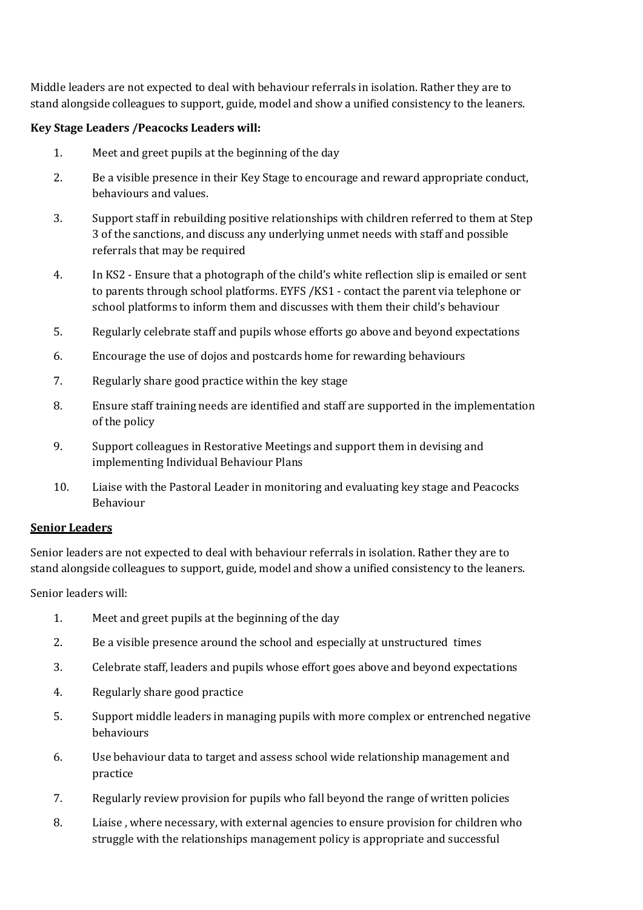Middle leaders are not expected to deal with behaviour referrals in isolation. Rather they are to stand alongside colleagues to support, guide, model and show a unified consistency to the leaners.

**Key Stage Leaders /Peacocks Leaders will:**

1. Meet and greet pupils at the beginning of the day
2. Be a visible presence in their Key Stage to encourage and reward appropriate conduct, behaviours and values.
3. Support staff in rebuilding positive relationships with children referred to them at Step 3 of the sanctions, and discuss any underlying unmet needs with staff and possible referrals that may be required
4. In KS2 - Ensure that a photograph of the child's white reflection slip is emailed or sent to parents through school platforms. EYFS /KS1 - contact the parent via telephone or school platforms to inform them and discusses with them their child's behaviour
5. Regularly celebrate staff and pupils whose efforts go above and beyond expectations
6. Encourage the use of dojos and postcards home for rewarding behaviours
7. Regularly share good practice within the key stage
8. Ensure staff training needs are identified and staff are supported in the implementation of the policy
9. Support colleagues in Restorative Meetings and support them in devising and implementing Individual Behaviour Plans
10. Liaise with the Pastoral Leader in monitoring and evaluating key stage and Peacocks Behaviour

**Senior Leaders**

Senior leaders are not expected to deal with behaviour referrals in isolation. Rather they are to stand alongside colleagues to support, guide, model and show a unified consistency to the leaners.

Senior leaders will:

1. Meet and greet pupils at the beginning of the day
2. Be a visible presence around the school and especially at unstructured times
3. Celebrate staff, leaders and pupils whose effort goes above and beyond expectations
4. Regularly share good practice
5. Support middle leaders in managing pupils with more complex or entrenched negative behaviours
6. Use behaviour data to target and assess school wide relationship management and practice
7. Regularly review provision for pupils who fall beyond the range of written policies
8. Liaise , where necessary, with external agencies to ensure provision for children who struggle with the relationships management policy is appropriate and successful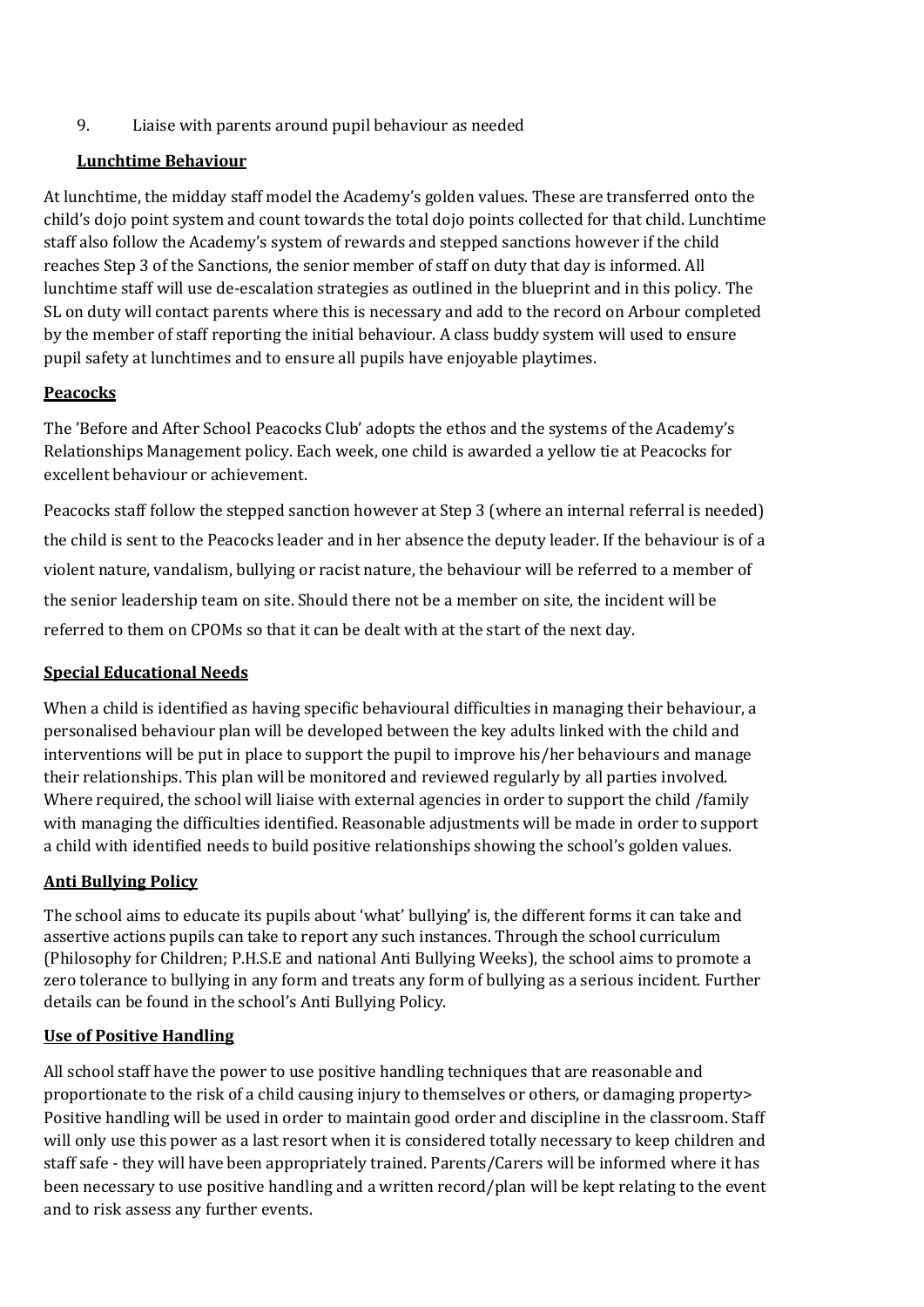9. Liaise with parents around pupil behaviour as needed

**Lunchtime Behaviour**

At lunchtime, the midday staff model the Academy's golden values. These are transferred onto the child's dojo point system and count towards the total dojo points collected for that child. Lunchtime staff also follow the Academy's system of rewards and stepped sanctions however if the child reaches Step 3 of the Sanctions, the senior member of staff on duty that day is informed. All lunchtime staff will use de-escalation strategies as outlined in the blueprint and in this policy. The SL on duty will contact parents where this is necessary and add to the record on Arbour completed by the member of staff reporting the initial behaviour. A class buddy system will used to ensure pupil safety at lunchtimes and to ensure all pupils have enjoyable playtimes.

**Peacocks**

The 'Before and After School Peacocks Club' adopts the ethos and the systems of the Academy's Relationships Management policy. Each week, one child is awarded a yellow tie at Peacocks for excellent behaviour or achievement.

Peacocks staff follow the stepped sanction however at Step 3 (where an internal referral is needed) the child is sent to the Peacocks leader and in her absence the deputy leader. If the behaviour is of a violent nature, vandalism, bullying or racist nature, the behaviour will be referred to a member of the senior leadership team on site. Should there not be a member on site, the incident will be referred to them on CPOMs so that it can be dealt with at the start of the next day.

**Special Educational Needs**

When a child is identified as having specific behavioural difficulties in managing their behaviour, a personalised behaviour plan will be developed between the key adults linked with the child and interventions will be put in place to support the pupil to improve his/her behaviours and manage their relationships. This plan will be monitored and reviewed regularly by all parties involved. Where required, the school will liaise with external agencies in order to support the child /family with managing the difficulties identified. Reasonable adjustments will be made in order to support a child with identified needs to build positive relationships showing the school's golden values.

**Anti Bullying Policy**

The school aims to educate its pupils about 'what' bullying' is, the different forms it can take and assertive actions pupils can take to report any such instances. Through the school curriculum (Philosophy for Children; P.H.S.E and national Anti Bullying Weeks), the school aims to promote a zero tolerance to bullying in any form and treats any form of bullying as a serious incident. Further details can be found in the school's Anti Bullying Policy.

**Use of Positive Handling**

All school staff have the power to use positive handling techniques that are reasonable and proportionate to the risk of a child causing injury to themselves or others, or damaging property> Positive handling will be used in order to maintain good order and discipline in the classroom. Staff will only use this power as a last resort when it is considered totally necessary to keep children and staff safe - they will have been appropriately trained. Parents/Carers will be informed where it has been necessary to use positive handling and a written record/plan will be kept relating to the event and to risk assess any further events.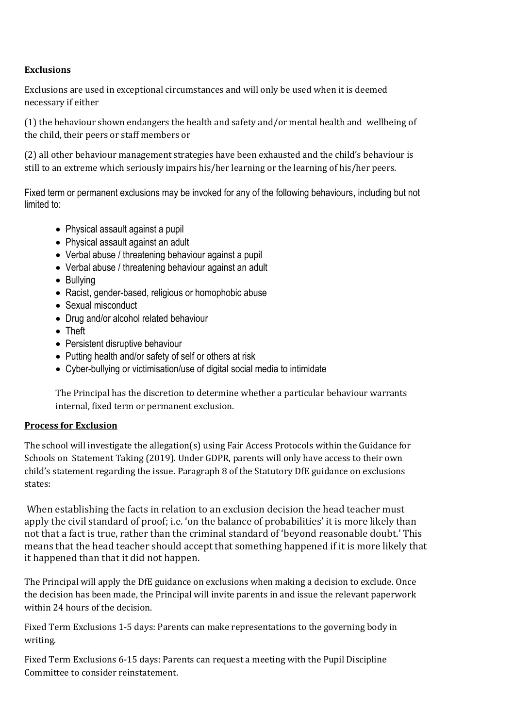**Exclusions**

Exclusions are used in exceptional circumstances and will only be used when it is deemed necessary if either

(1) the behaviour shown endangers the health and safety and/or mental health and wellbeing of the child, their peers or staff members or

(2) all other behaviour management strategies have been exhausted and the child's behaviour is still to an extreme which seriously impairs his/her learning or the learning of his/her peers.

Fixed term or permanent exclusions may be invoked for any of the following behaviours, including but not limited to:

- Physical assault against a pupil
- Physical assault against an adult
- Verbal abuse / threatening behaviour against a pupil
- Verbal abuse / threatening behaviour against an adult
- Bullying
- Racist, gender-based, religious or homophobic abuse
- Sexual misconduct
- Drug and/or alcohol related behaviour
- Theft
- Persistent disruptive behaviour
- Putting health and/or safety of self or others at risk
- Cyber-bullying or victimisation/use of digital social media to intimidate

The Principal has the discretion to determine whether a particular behaviour warrants internal, fixed term or permanent exclusion.

**Process for Exclusion**

The school will investigate the allegation(s) using Fair Access Protocols within the Guidance for Schools on Statement Taking (2019). Under GDPR, parents will only have access to their own child's statement regarding the issue. Paragraph 8 of the Statutory DfE guidance on exclusions states:

When establishing the facts in relation to an exclusion decision the head teacher must apply the civil standard of proof; i.e. 'on the balance of probabilities' it is more likely than not that a fact is true, rather than the criminal standard of 'beyond reasonable doubt.' This means that the head teacher should accept that something happened if it is more likely that it happened than that it did not happen.

The Principal will apply the DfE guidance on exclusions when making a decision to exclude. Once the decision has been made, the Principal will invite parents in and issue the relevant paperwork within 24 hours of the decision.

Fixed Term Exclusions 1-5 days: Parents can make representations to the governing body in writing.

Fixed Term Exclusions 6-15 days: Parents can request a meeting with the Pupil Discipline Committee to consider reinstatement.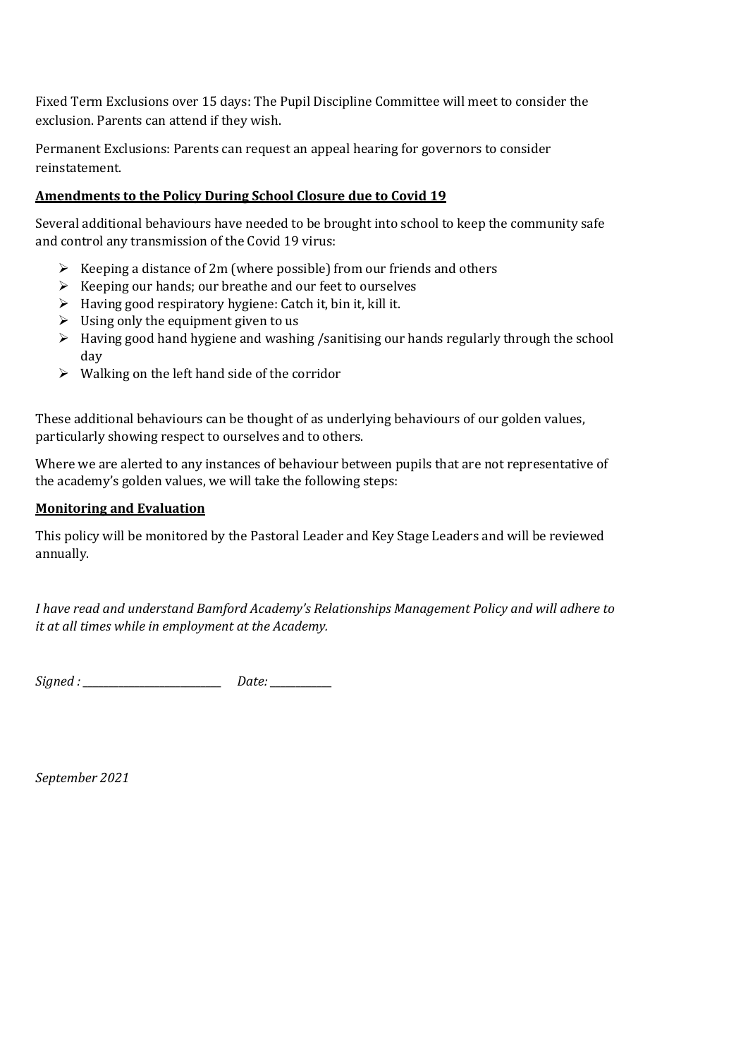Fixed Term Exclusions over 15 days: The Pupil Discipline Committee will meet to consider the exclusion. Parents can attend if they wish.

Permanent Exclusions: Parents can request an appeal hearing for governors to consider reinstatement.

**Amendments to the Policy During School Closure due to Covid 19**

Several additional behaviours have needed to be brought into school to keep the community safe and control any transmission of the Covid 19 virus:

- Keeping a distance of 2m (where possible) from our friends and others
- Keeping our hands; our breathe and our feet to ourselves
- Having good respiratory hygiene: Catch it, bin it, kill it.
- Using only the equipment given to us
- Having good hand hygiene and washing /sanitising our hands regularly through the school day
- Walking on the left hand side of the corridor

These additional behaviours can be thought of as underlying behaviours of our golden values, particularly showing respect to ourselves and to others.

Where we are alerted to any instances of behaviour between pupils that are not representative of the academy's golden values, we will take the following steps:

**Monitoring and Evaluation**

This policy will be monitored by the Pastoral Leader and Key Stage Leaders and will be reviewed annually.

*I have read and understand Bamford Academy's Relationships Management Policy and will adhere to it at all times while in employment at the Academy.*

*Signed :* ___________________________ *Date:* ____________

*September 2021*